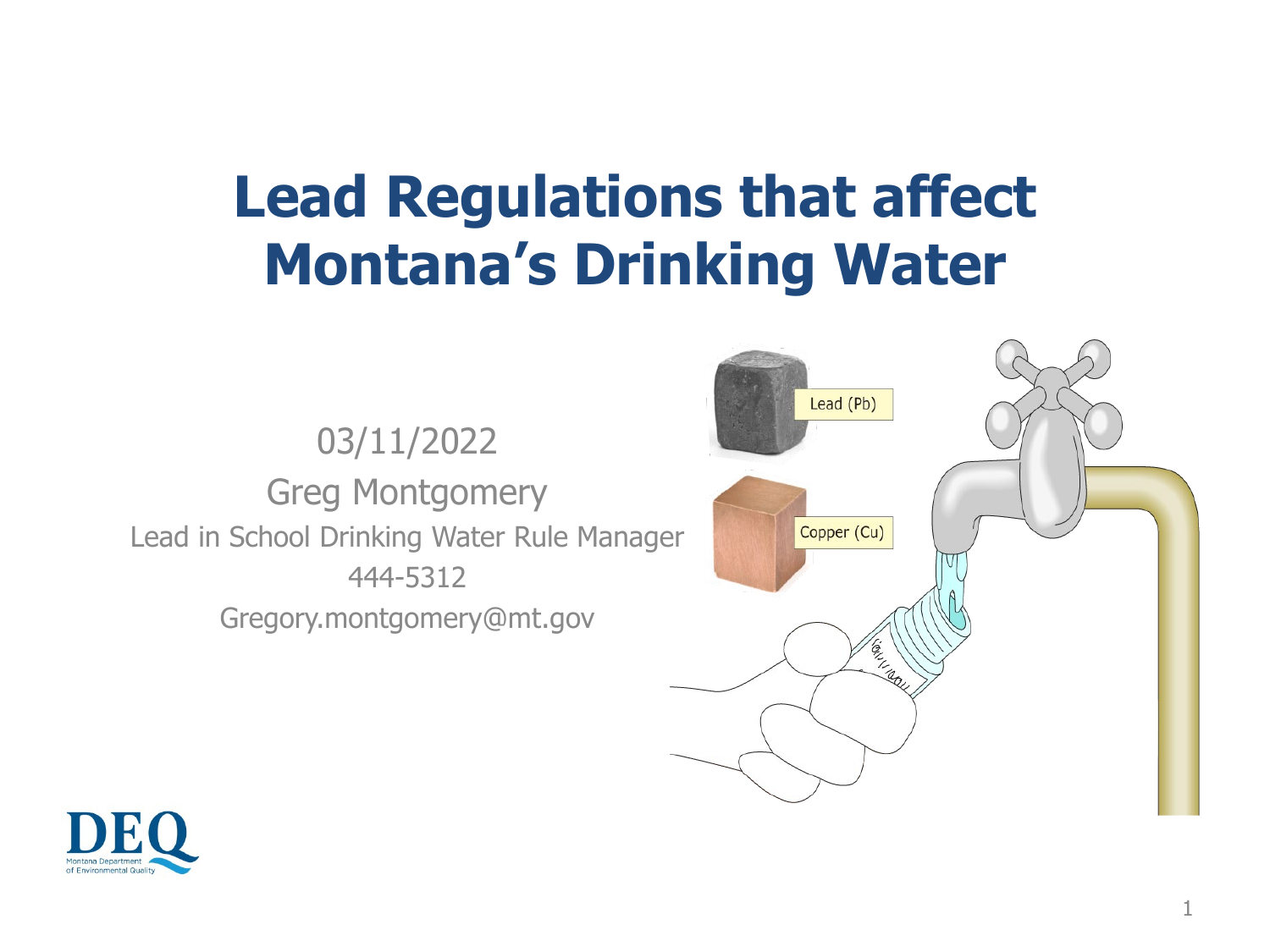# Lead Regulations that affect Montana's Drinking Water

03/11/2022

Greg Montgomery

Lead in School Drinking Water Rule Manager

444-5312

Gregory.montgomery@mt.gov

Lead (Pb)

Copper (Cu)

DEQ

Montana Department of Environmental Quality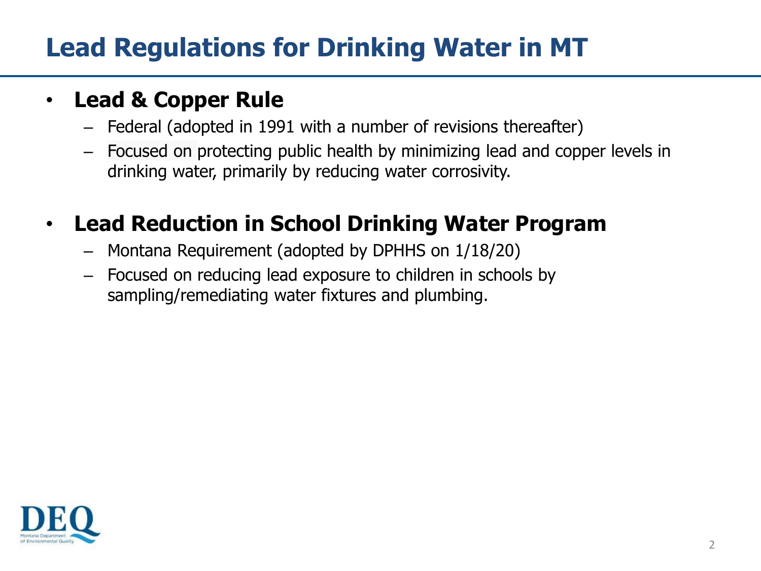# Lead Regulations for Drinking Water in MT

- **Lead & Copper Rule**
  - Federal (adopted in 1991 with a number of revisions thereafter)
  - Focused on protecting public health by minimizing lead and copper levels in drinking water, primarily by reducing water corrosivity.

- **Lead Reduction in School Drinking Water Program**
  - Montana Requirement (adopted by DPHHS on 1/18/20)
  - Focused on reducing lead exposure to children in schools by sampling/remediating water fixtures and plumbing.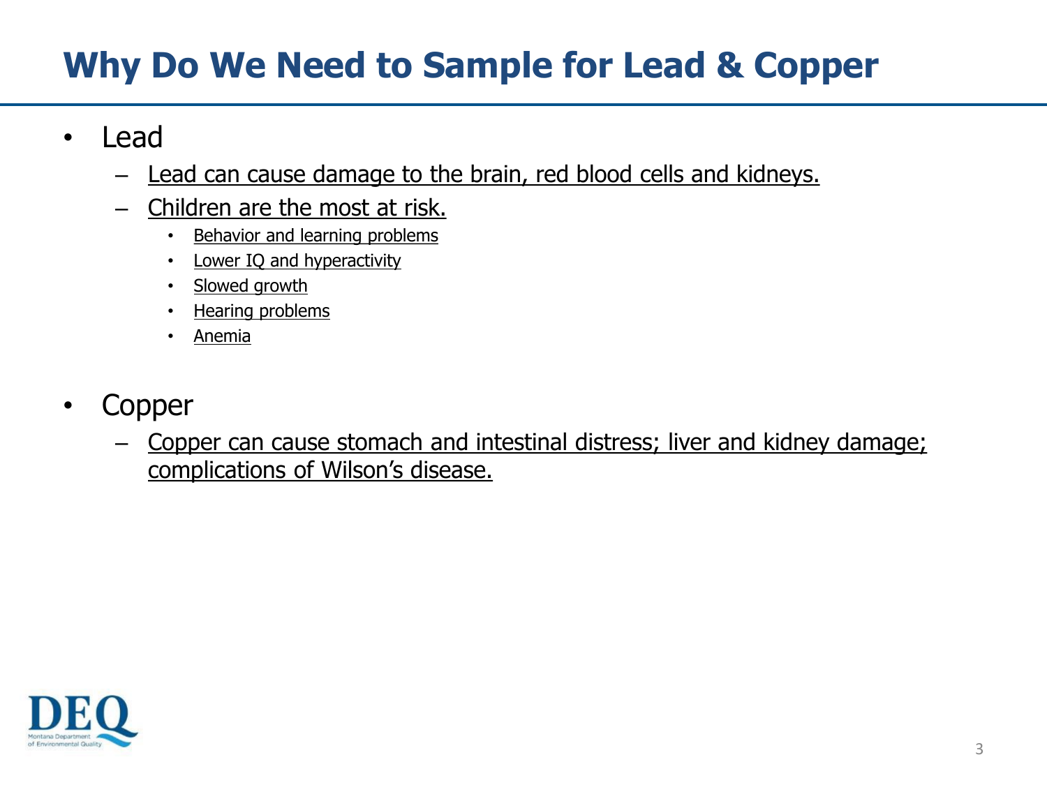# Why Do We Need to Sample for Lead & Copper

- Lead
  - Lead can cause damage to the brain, red blood cells and kidneys.
  - Children are the most at risk.
    - Behavior and learning problems
    - Lower IQ and hyperactivity
    - Slowed growth
    - Hearing problems
    - Anemia

- Copper
  - Copper can cause stomach and intestinal distress; liver and kidney damage; complications of Wilson's disease.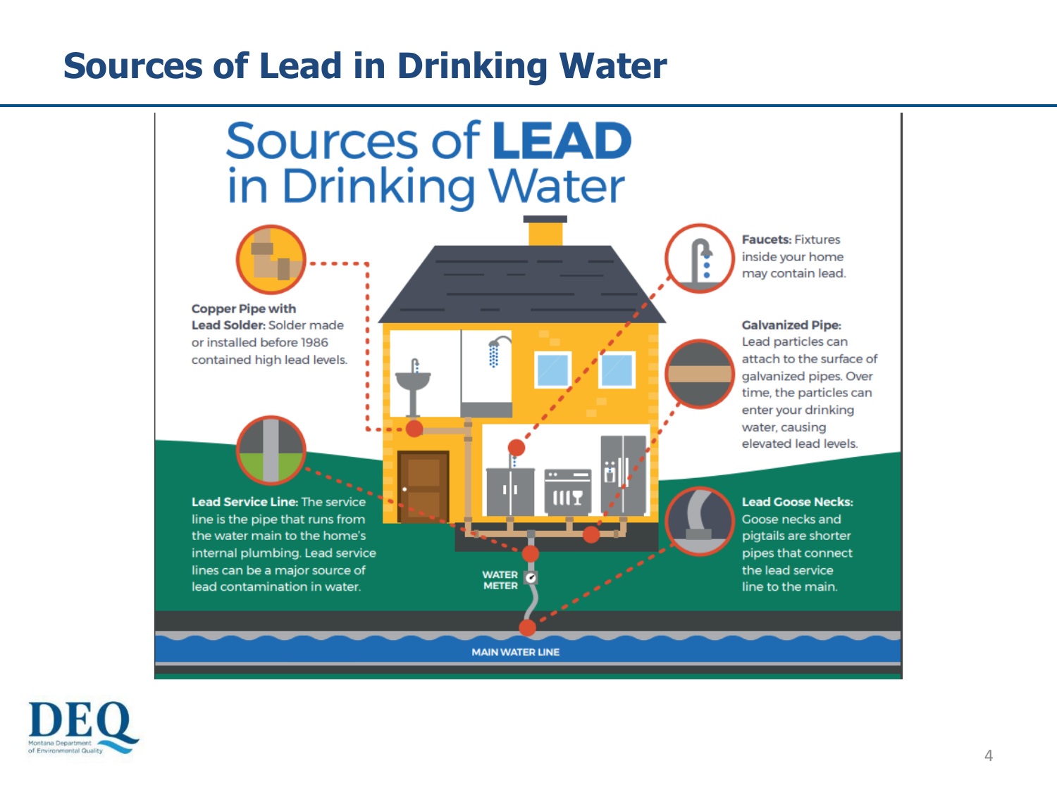# Sources of Lead in Drinking Water

## Sources of **LEAD** in Drinking Water

**Copper Pipe with Lead Solder:** Solder made or installed before 1986 contained high lead levels.

**Lead Service Line:** The service line is the pipe that runs from the water main to the home's internal plumbing. Lead service lines can be a major source of lead contamination in water.

**Faucets:** Fixtures inside your home may contain lead.

**Galvanized Pipe:** Lead particles can attach to the surface of galvanized pipes. Over time, the particles can enter your drinking water, causing elevated lead levels.

**Lead Goose Necks:** Goose necks and pigtails are shorter pipes that connect the lead service line to the main.

WATER METER

MAIN WATER LINE

DEQ Montana Department of Environmental Quality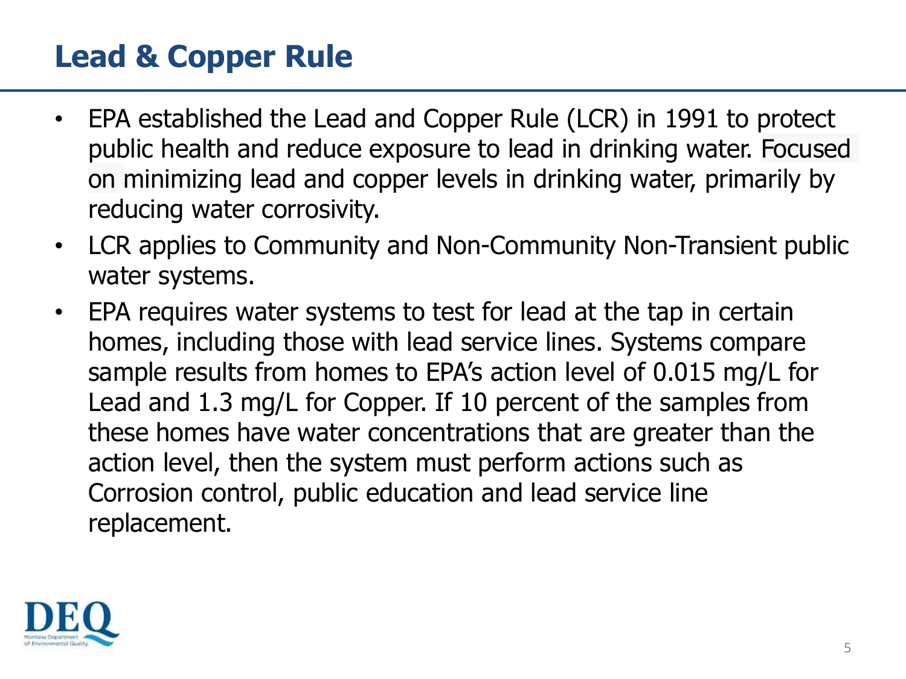# Lead & Copper Rule

- EPA established the Lead and Copper Rule (LCR) in 1991 to protect public health and reduce exposure to lead in drinking water. Focused on minimizing lead and copper levels in drinking water, primarily by reducing water corrosivity.
- LCR applies to Community and Non-Community Non-Transient public water systems.
- EPA requires water systems to test for lead at the tap in certain homes, including those with lead service lines. Systems compare sample results from homes to EPA's action level of 0.015 mg/L for Lead and 1.3 mg/L for Copper. If 10 percent of the samples from these homes have water concentrations that are greater than the action level, then the system must perform actions such as Corrosion control, public education and lead service line replacement.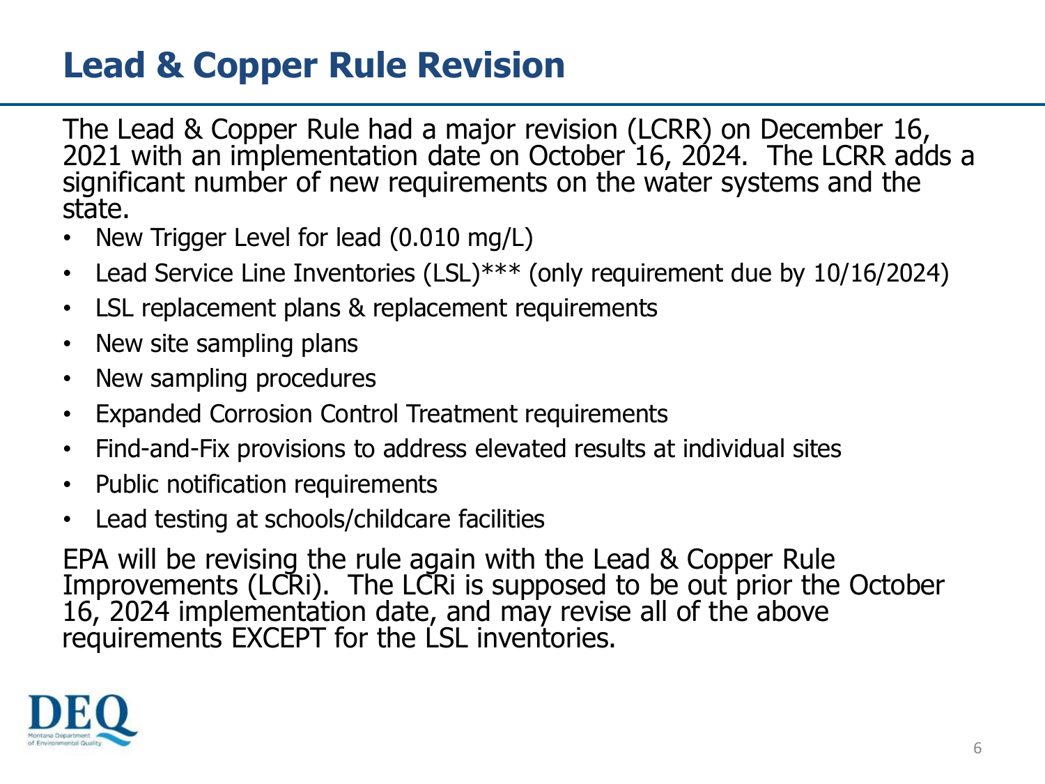# Lead & Copper Rule Revision

The Lead & Copper Rule had a major revision (LCRR) on December 16, 2021 with an implementation date on October 16, 2024. The LCRR adds a significant number of new requirements on the water systems and the state.

- New Trigger Level for lead (0.010 mg/L)
- Lead Service Line Inventories (LSL)*** (only requirement due by 10/16/2024)
- LSL replacement plans & replacement requirements
- New site sampling plans
- New sampling procedures
- Expanded Corrosion Control Treatment requirements
- Find-and-Fix provisions to address elevated results at individual sites
- Public notification requirements
- Lead testing at schools/childcare facilities

EPA will be revising the rule again with the Lead & Copper Rule Improvements (LCRi). The LCRi is supposed to be out prior the October 16, 2024 implementation date, and may revise all of the above requirements EXCEPT for the LSL inventories.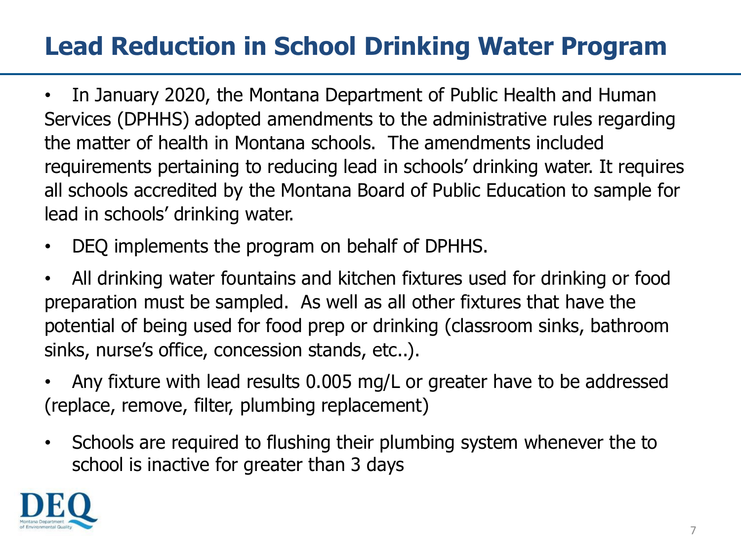# Lead Reduction in School Drinking Water Program

- In January 2020, the Montana Department of Public Health and Human Services (DPHHS) adopted amendments to the administrative rules regarding the matter of health in Montana schools. The amendments included requirements pertaining to reducing lead in schools' drinking water. It requires all schools accredited by the Montana Board of Public Education to sample for lead in schools' drinking water.
- DEQ implements the program on behalf of DPHHS.
- All drinking water fountains and kitchen fixtures used for drinking or food preparation must be sampled. As well as all other fixtures that have the potential of being used for food prep or drinking (classroom sinks, bathroom sinks, nurse's office, concession stands, etc..).
- Any fixture with lead results 0.005 mg/L or greater have to be addressed (replace, remove, filter, plumbing replacement)
- Schools are required to flushing their plumbing system whenever the to school is inactive for greater than 3 days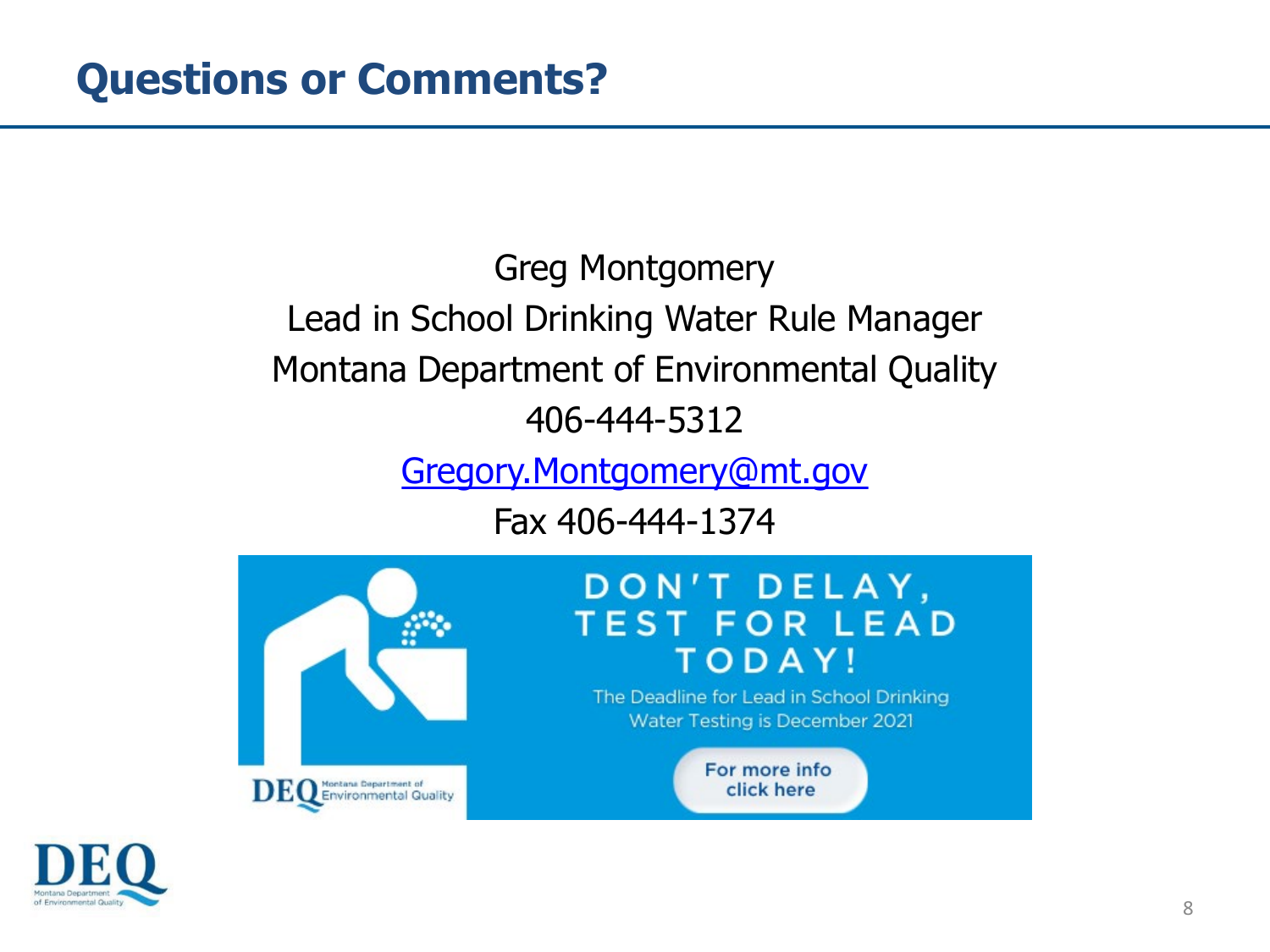# Questions or Comments?

Greg Montgomery

Lead in School Drinking Water Rule Manager

Montana Department of Environmental Quality

406-444-5312

[Gregory.Montgomery@mt.gov](mailto:Gregory.Montgomery@mt.gov)

Fax 406-444-1374

DON'T DELAY, TEST FOR LEAD TODAY!

The Deadline for Lead in School Drinking Water Testing is December 2021

For more info click here

DEQ Montana Department of Environmental Quality